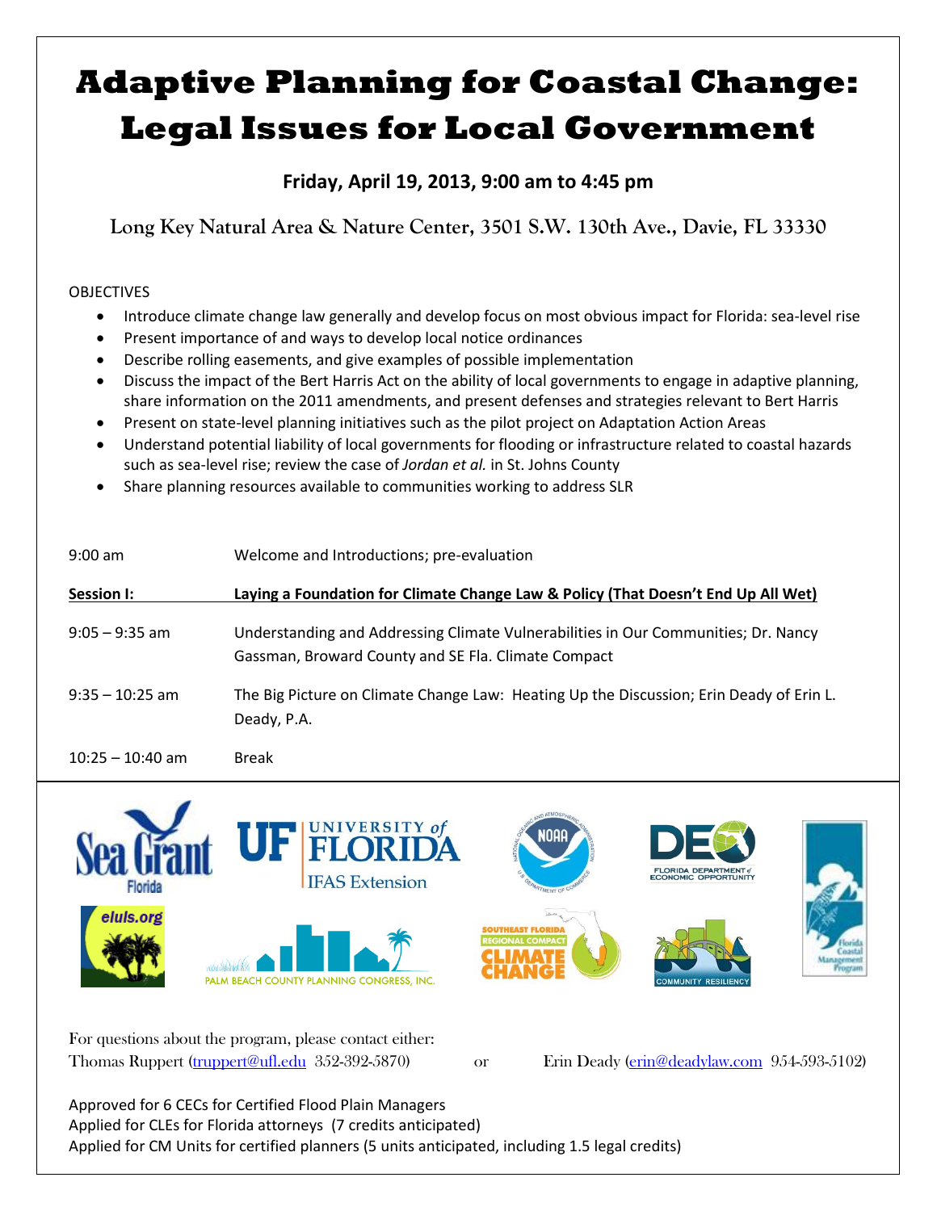# Adaptive Planning for Coastal Change: Legal Issues for Local Government

**Friday, April 19, 2013, 9:00 am to 4:45 pm**

Long Key Natural Area & Nature Center, 3501 S.W. 130th Ave., Davie, FL 33330

OBJECTIVES

- Introduce climate change law generally and develop focus on most obvious impact for Florida: sea-level rise
- Present importance of and ways to develop local notice ordinances
- Describe rolling easements, and give examples of possible implementation
- Discuss the impact of the Bert Harris Act on the ability of local governments to engage in adaptive planning, share information on the 2011 amendments, and present defenses and strategies relevant to Bert Harris
- Present on state-level planning initiatives such as the pilot project on Adaptation Action Areas
- Understand potential liability of local governments for flooding or infrastructure related to coastal hazards such as sea-level rise; review the case of *Jordan et al.* in St. Johns County
- Share planning resources available to communities working to address SLR

| | |
|---|---|
| 9:00 am | Welcome and Introductions; pre-evaluation |
| **Session I:** | **Laying a Foundation for Climate Change Law & Policy (That Doesn't End Up All Wet)** |
| 9:05 – 9:35 am | Understanding and Addressing Climate Vulnerabilities in Our Communities; Dr. Nancy Gassman, Broward County and SE Fla. Climate Compact |
| 9:35 – 10:25 am | The Big Picture on Climate Change Law: Heating Up the Discussion; Erin Deady of Erin L. Deady, P.A. |
| 10:25 – 10:40 am | Break |

For questions about the program, please contact either:
Thomas Ruppert (truppert@ufl.edu 352-392-5870) or Erin Deady (erin@deadylaw.com 954-593-5102)

Approved for 6 CECs for Certified Flood Plain Managers
Applied for CLEs for Florida attorneys (7 credits anticipated)
Applied for CM Units for certified planners (5 units anticipated, including 1.5 legal credits)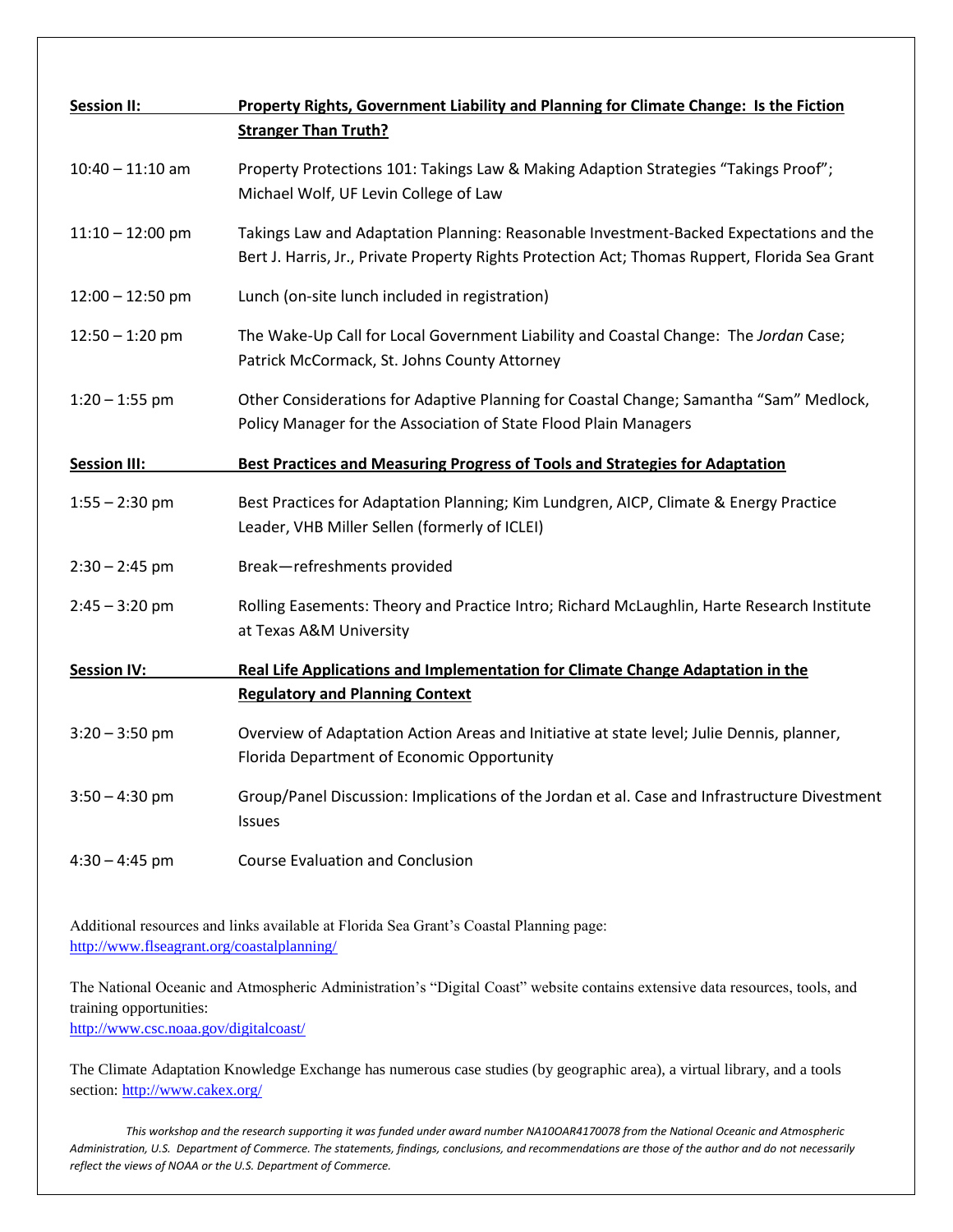| | |
|---|---|
| **Session II:** | **Property Rights, Government Liability and Planning for Climate Change: Is the Fiction Stranger Than Truth?** |
| 10:40 – 11:10 am | Property Protections 101: Takings Law & Making Adaption Strategies "Takings Proof"; Michael Wolf, UF Levin College of Law |
| 11:10 – 12:00 pm | Takings Law and Adaptation Planning: Reasonable Investment-Backed Expectations and the Bert J. Harris, Jr., Private Property Rights Protection Act; Thomas Ruppert, Florida Sea Grant |
| 12:00 – 12:50 pm | Lunch (on-site lunch included in registration) |
| 12:50 – 1:20 pm | The Wake-Up Call for Local Government Liability and Coastal Change: The *Jordan* Case; Patrick McCormack, St. Johns County Attorney |
| 1:20 – 1:55 pm | Other Considerations for Adaptive Planning for Coastal Change; Samantha "Sam" Medlock, Policy Manager for the Association of State Flood Plain Managers |
| **Session III:** | **Best Practices and Measuring Progress of Tools and Strategies for Adaptation** |
| 1:55 – 2:30 pm | Best Practices for Adaptation Planning; Kim Lundgren, AICP, Climate & Energy Practice Leader, VHB Miller Sellen (formerly of ICLEI) |
| 2:30 – 2:45 pm | Break—refreshments provided |
| 2:45 – 3:20 pm | Rolling Easements: Theory and Practice Intro; Richard McLaughlin, Harte Research Institute at Texas A&M University |
| **Session IV:** | **Real Life Applications and Implementation for Climate Change Adaptation in the Regulatory and Planning Context** |
| 3:20 – 3:50 pm | Overview of Adaptation Action Areas and Initiative at state level; Julie Dennis, planner, Florida Department of Economic Opportunity |
| 3:50 – 4:30 pm | Group/Panel Discussion: Implications of the Jordan et al. Case and Infrastructure Divestment Issues |
| 4:30 – 4:45 pm | Course Evaluation and Conclusion |

Additional resources and links available at Florida Sea Grant's Coastal Planning page:
http://www.flseagrant.org/coastalplanning/

The National Oceanic and Atmospheric Administration's "Digital Coast" website contains extensive data resources, tools, and training opportunities:
http://www.csc.noaa.gov/digitalcoast/

The Climate Adaptation Knowledge Exchange has numerous case studies (by geographic area), a virtual library, and a tools section: http://www.cakex.org/

*This workshop and the research supporting it was funded under award number NA10OAR4170078 from the National Oceanic and Atmospheric Administration, U.S. Department of Commerce. The statements, findings, conclusions, and recommendations are those of the author and do not necessarily reflect the views of NOAA or the U.S. Department of Commerce.*